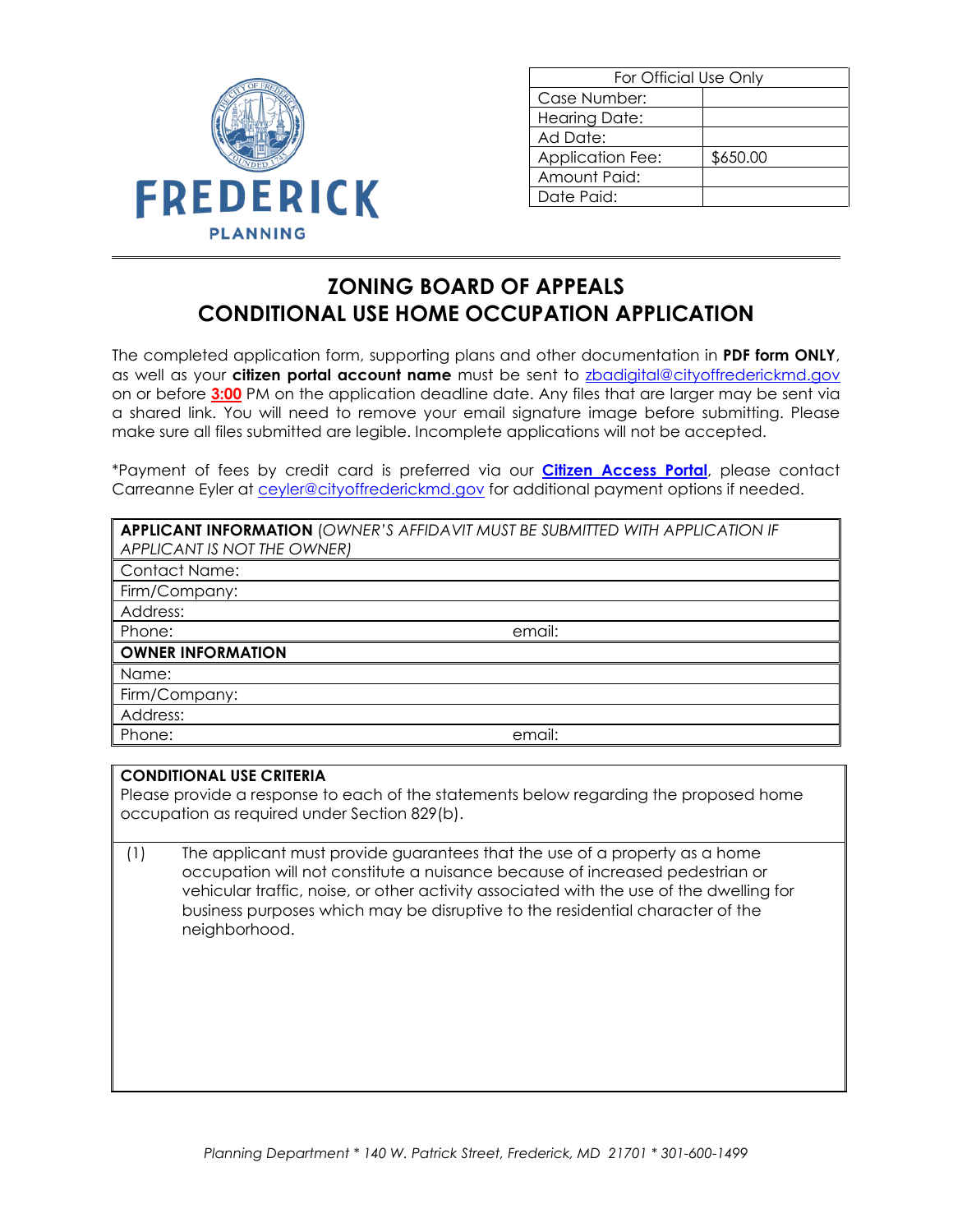FREDERICK

PLANNING

| For Official Use Only | |
|---|---|
| Case Number: | |
| Hearing Date: | |
| Ad Date: | |
| Application Fee: | $650.00 |
| Amount Paid: | |
| Date Paid: | |

# ZONING BOARD OF APPEALS
# CONDITIONAL USE HOME OCCUPATION APPLICATION

The completed application form, supporting plans and other documentation in **PDF form ONLY**, as well as your **citizen portal account name** must be sent to zbadigital@cityoffrederickmd.gov on or before **3:00** PM on the application deadline date. Any files that are larger may be sent via a shared link. You will need to remove your email signature image before submitting. Please make sure all files submitted are legible. Incomplete applications will not be accepted.

*Payment of fees by credit card is preferred via our **Citizen Access Portal**, please contact Carreanne Eyler at ceyler@cityoffrederickmd.gov for additional payment options if needed.

| **APPLICANT INFORMATION** (*OWNER'S AFFIDAVIT MUST BE SUBMITTED WITH APPLICATION IF APPLICANT IS NOT THE OWNER)* | |
|---|---|
| Contact Name: | |
| Firm/Company: | |
| Address: | |
| Phone: | email: |
| **OWNER INFORMATION** | |
| Name: | |
| Firm/Company: | |
| Address: | |
| Phone: | email: |

**CONDITIONAL USE CRITERIA**

Please provide a response to each of the statements below regarding the proposed home occupation as required under Section 829(b).

(1) The applicant must provide guarantees that the use of a property as a home occupation will not constitute a nuisance because of increased pedestrian or vehicular traffic, noise, or other activity associated with the use of the dwelling for business purposes which may be disruptive to the residential character of the neighborhood.

*Planning Department * 140 W. Patrick Street, Frederick, MD 21701 * 301-600-1499*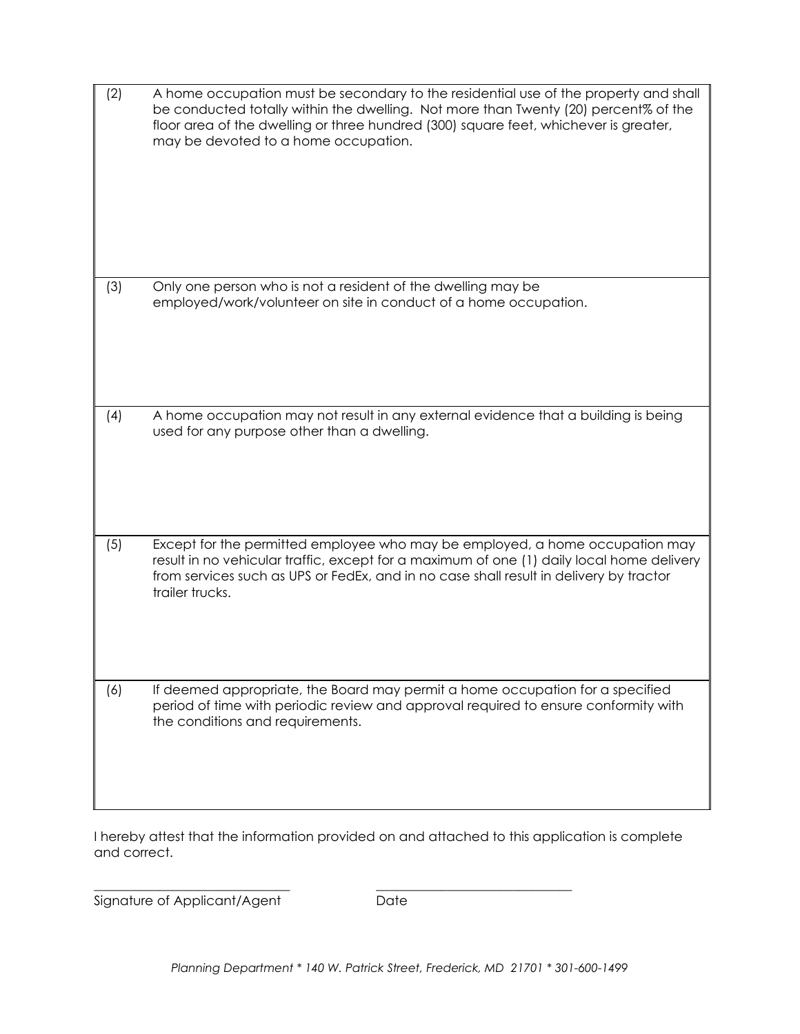| | |
|---|---|
| (2) | A home occupation must be secondary to the residential use of the property and shall be conducted totally within the dwelling. Not more than Twenty (20) percent% of the floor area of the dwelling or three hundred (300) square feet, whichever is greater, may be devoted to a home occupation. |
| (3) | Only one person who is not a resident of the dwelling may be employed/work/volunteer on site in conduct of a home occupation. |
| (4) | A home occupation may not result in any external evidence that a building is being used for any purpose other than a dwelling. |
| (5) | Except for the permitted employee who may be employed, a home occupation may result in no vehicular traffic, except for a maximum of one (1) daily local home delivery from services such as UPS or FedEx, and in no case shall result in delivery by tractor trailer trucks. |
| (6) | If deemed appropriate, the Board may permit a home occupation for a specified period of time with periodic review and approval required to ensure conformity with the conditions and requirements. |

I hereby attest that the information provided on and attached to this application is complete and correct.

______________________________ ______________________________

Signature of Applicant/Agent Date

*Planning Department * 140 W. Patrick Street, Frederick, MD 21701 * 301-600-1499*